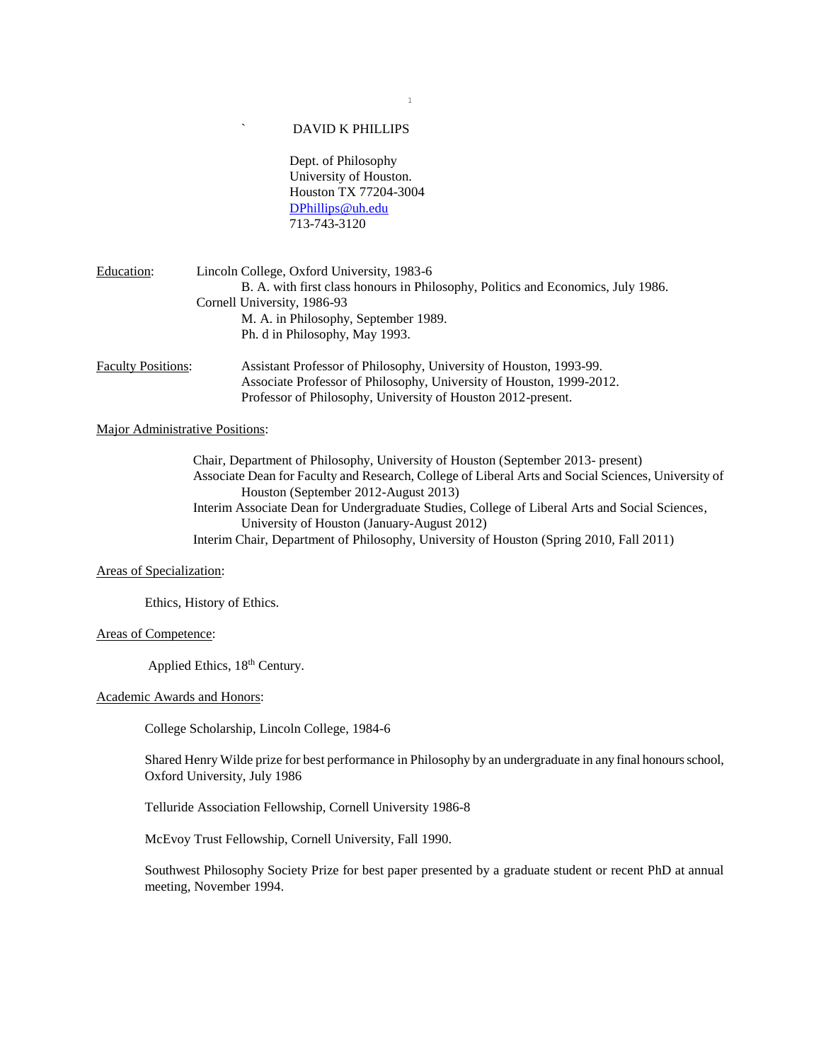# DAVID K PHILLIPS

Dept. of Philosophy
University of Houston.
Houston TX 77204-3004
DPhillips@uh.edu
713-743-3120

**Education:**

Lincoln College, Oxford University, 1983-6
- B. A. with first class honours in Philosophy, Politics and Economics, July 1986.

Cornell University, 1986-93
- M. A. in Philosophy, September 1989.
- Ph. d in Philosophy, May 1993.

**Faculty Positions:**

- Assistant Professor of Philosophy, University of Houston, 1993-99.
- Associate Professor of Philosophy, University of Houston, 1999-2012.
- Professor of Philosophy, University of Houston 2012-present.

**Major Administrative Positions:**

- Chair, Department of Philosophy, University of Houston (September 2013- present)
- Associate Dean for Faculty and Research, College of Liberal Arts and Social Sciences, University of Houston (September 2012-August 2013)
- Interim Associate Dean for Undergraduate Studies, College of Liberal Arts and Social Sciences, University of Houston (January-August 2012)
- Interim Chair, Department of Philosophy, University of Houston (Spring 2010, Fall 2011)

**Areas of Specialization:**

Ethics, History of Ethics.

**Areas of Competence:**

Applied Ethics, 18th Century.

**Academic Awards and Honors:**

College Scholarship, Lincoln College, 1984-6

Shared Henry Wilde prize for best performance in Philosophy by an undergraduate in any final honours school, Oxford University, July 1986

Telluride Association Fellowship, Cornell University 1986-8

McEvoy Trust Fellowship, Cornell University, Fall 1990.

Southwest Philosophy Society Prize for best paper presented by a graduate student or recent PhD at annual meeting, November 1994.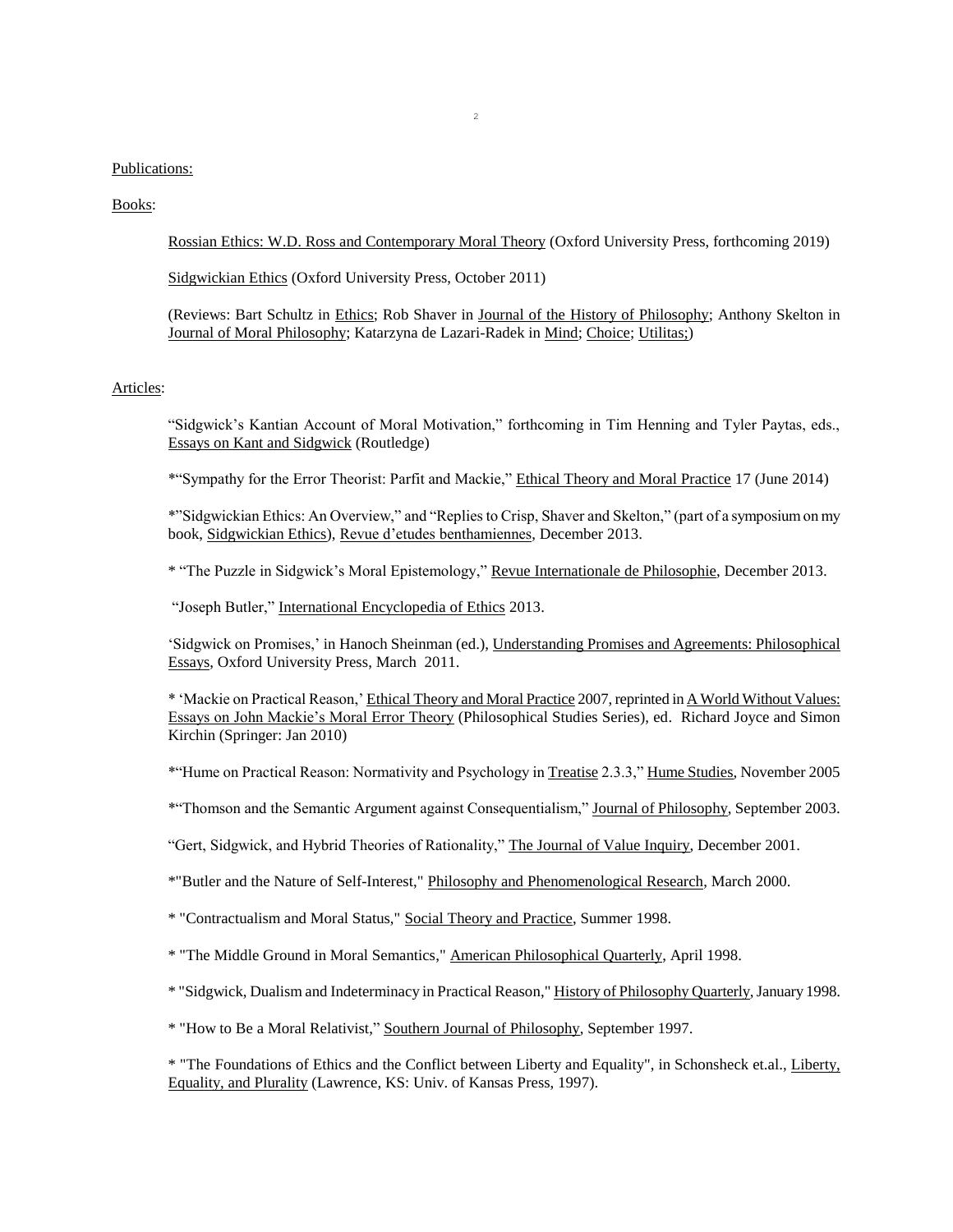Publications:

Books:

Rossian Ethics: W.D. Ross and Contemporary Moral Theory (Oxford University Press, forthcoming 2019)

Sidgwickian Ethics (Oxford University Press, October 2011)

(Reviews: Bart Schultz in Ethics; Rob Shaver in Journal of the History of Philosophy; Anthony Skelton in Journal of Moral Philosophy; Katarzyna de Lazari-Radek in Mind; Choice; Utilitas;)

Articles:

"Sidgwick's Kantian Account of Moral Motivation," forthcoming in Tim Henning and Tyler Paytas, eds., Essays on Kant and Sidgwick (Routledge)

*"Sympathy for the Error Theorist: Parfit and Mackie," Ethical Theory and Moral Practice 17 (June 2014)

*"Sidgwickian Ethics: An Overview," and "Replies to Crisp, Shaver and Skelton," (part of a symposium on my book, Sidgwickian Ethics), Revue d'etudes benthamiennes, December 2013.

* "The Puzzle in Sidgwick's Moral Epistemology," Revue Internationale de Philosophie, December 2013.

"Joseph Butler," International Encyclopedia of Ethics 2013.

'Sidgwick on Promises,' in Hanoch Sheinman (ed.), Understanding Promises and Agreements: Philosophical Essays, Oxford University Press, March 2011.

* 'Mackie on Practical Reason,' Ethical Theory and Moral Practice 2007, reprinted in A World Without Values: Essays on John Mackie's Moral Error Theory (Philosophical Studies Series), ed. Richard Joyce and Simon Kirchin (Springer: Jan 2010)

*"Hume on Practical Reason: Normativity and Psychology in Treatise 2.3.3," Hume Studies, November 2005

*"Thomson and the Semantic Argument against Consequentialism," Journal of Philosophy, September 2003.

"Gert, Sidgwick, and Hybrid Theories of Rationality," The Journal of Value Inquiry, December 2001.

*"Butler and the Nature of Self-Interest," Philosophy and Phenomenological Research, March 2000.

* "Contractualism and Moral Status," Social Theory and Practice, Summer 1998.

* "The Middle Ground in Moral Semantics," American Philosophical Quarterly, April 1998.

* "Sidgwick, Dualism and Indeterminacy in Practical Reason," History of Philosophy Quarterly, January 1998.

* "How to Be a Moral Relativist," Southern Journal of Philosophy, September 1997.

* "The Foundations of Ethics and the Conflict between Liberty and Equality", in Schonsheck et.al., Liberty, Equality, and Plurality (Lawrence, KS: Univ. of Kansas Press, 1997).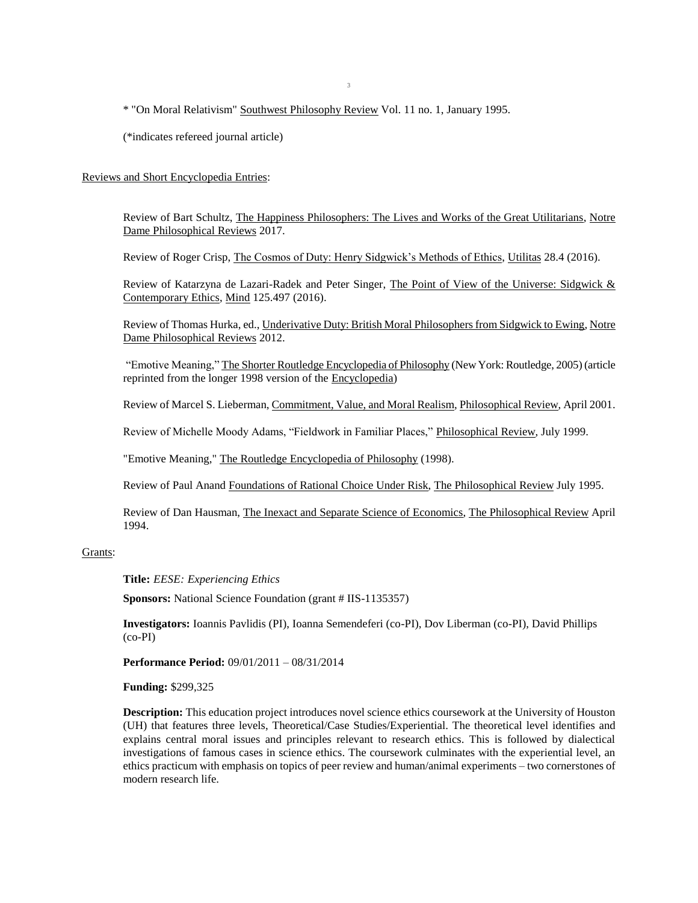* "On Moral Relativism" Southwest Philosophy Review Vol. 11 no. 1, January 1995.

(*indicates refereed journal article)

Reviews and Short Encyclopedia Entries:

Review of Bart Schultz, The Happiness Philosophers: The Lives and Works of the Great Utilitarians, Notre Dame Philosophical Reviews 2017.

Review of Roger Crisp, The Cosmos of Duty: Henry Sidgwick's Methods of Ethics, Utilitas 28.4 (2016).

Review of Katarzyna de Lazari-Radek and Peter Singer, The Point of View of the Universe: Sidgwick & Contemporary Ethics, Mind 125.497 (2016).

Review of Thomas Hurka, ed., Underivative Duty: British Moral Philosophers from Sidgwick to Ewing, Notre Dame Philosophical Reviews 2012.

"Emotive Meaning," The Shorter Routledge Encyclopedia of Philosophy (New York: Routledge, 2005) (article reprinted from the longer 1998 version of the Encyclopedia)

Review of Marcel S. Lieberman, Commitment, Value, and Moral Realism, Philosophical Review, April 2001.

Review of Michelle Moody Adams, "Fieldwork in Familiar Places," Philosophical Review, July 1999.

"Emotive Meaning," The Routledge Encyclopedia of Philosophy (1998).

Review of Paul Anand Foundations of Rational Choice Under Risk, The Philosophical Review July 1995.

Review of Dan Hausman, The Inexact and Separate Science of Economics, The Philosophical Review April 1994.

Grants:

**Title:** *EESE: Experiencing Ethics*

**Sponsors:** National Science Foundation (grant # IIS-1135357)

**Investigators:** Ioannis Pavlidis (PI), Ioanna Semendeferi (co-PI), Dov Liberman (co-PI), David Phillips (co-PI)

**Performance Period:** 09/01/2011 – 08/31/2014

**Funding:** $299,325

**Description:** This education project introduces novel science ethics coursework at the University of Houston (UH) that features three levels, Theoretical/Case Studies/Experiential. The theoretical level identifies and explains central moral issues and principles relevant to research ethics. This is followed by dialectical investigations of famous cases in science ethics. The coursework culminates with the experiential level, an ethics practicum with emphasis on topics of peer review and human/animal experiments – two cornerstones of modern research life.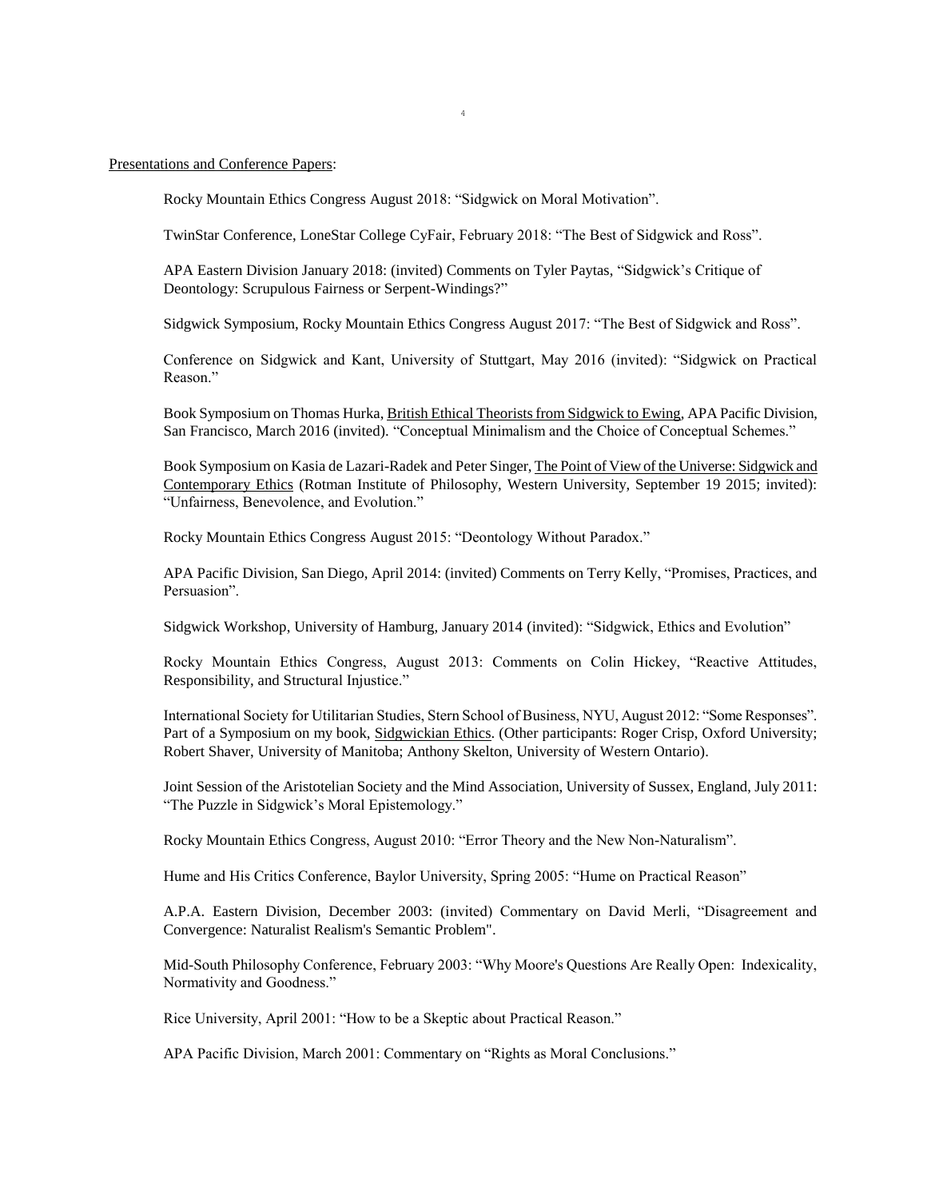Presentations and Conference Papers:

Rocky Mountain Ethics Congress August 2018: "Sidgwick on Moral Motivation".

TwinStar Conference, LoneStar College CyFair, February 2018: "The Best of Sidgwick and Ross".

APA Eastern Division January 2018: (invited) Comments on Tyler Paytas, "Sidgwick's Critique of Deontology: Scrupulous Fairness or Serpent-Windings?"

Sidgwick Symposium, Rocky Mountain Ethics Congress August 2017: "The Best of Sidgwick and Ross".

Conference on Sidgwick and Kant, University of Stuttgart, May 2016 (invited): "Sidgwick on Practical Reason."

Book Symposium on Thomas Hurka, British Ethical Theorists from Sidgwick to Ewing, APA Pacific Division, San Francisco, March 2016 (invited). "Conceptual Minimalism and the Choice of Conceptual Schemes."

Book Symposium on Kasia de Lazari-Radek and Peter Singer, The Point of View of the Universe: Sidgwick and Contemporary Ethics (Rotman Institute of Philosophy, Western University, September 19 2015; invited): "Unfairness, Benevolence, and Evolution."

Rocky Mountain Ethics Congress August 2015: "Deontology Without Paradox."

APA Pacific Division, San Diego, April 2014: (invited) Comments on Terry Kelly, "Promises, Practices, and Persuasion".

Sidgwick Workshop, University of Hamburg, January 2014 (invited): "Sidgwick, Ethics and Evolution"

Rocky Mountain Ethics Congress, August 2013: Comments on Colin Hickey, "Reactive Attitudes, Responsibility, and Structural Injustice."

International Society for Utilitarian Studies, Stern School of Business, NYU, August 2012: "Some Responses". Part of a Symposium on my book, Sidgwickian Ethics. (Other participants: Roger Crisp, Oxford University; Robert Shaver, University of Manitoba; Anthony Skelton, University of Western Ontario).

Joint Session of the Aristotelian Society and the Mind Association, University of Sussex, England, July 2011: "The Puzzle in Sidgwick's Moral Epistemology."

Rocky Mountain Ethics Congress, August 2010: "Error Theory and the New Non-Naturalism".

Hume and His Critics Conference, Baylor University, Spring 2005: "Hume on Practical Reason"

A.P.A. Eastern Division, December 2003: (invited) Commentary on David Merli, "Disagreement and Convergence: Naturalist Realism's Semantic Problem".

Mid-South Philosophy Conference, February 2003: "Why Moore's Questions Are Really Open: Indexicality, Normativity and Goodness."

Rice University, April 2001: "How to be a Skeptic about Practical Reason."

APA Pacific Division, March 2001: Commentary on "Rights as Moral Conclusions."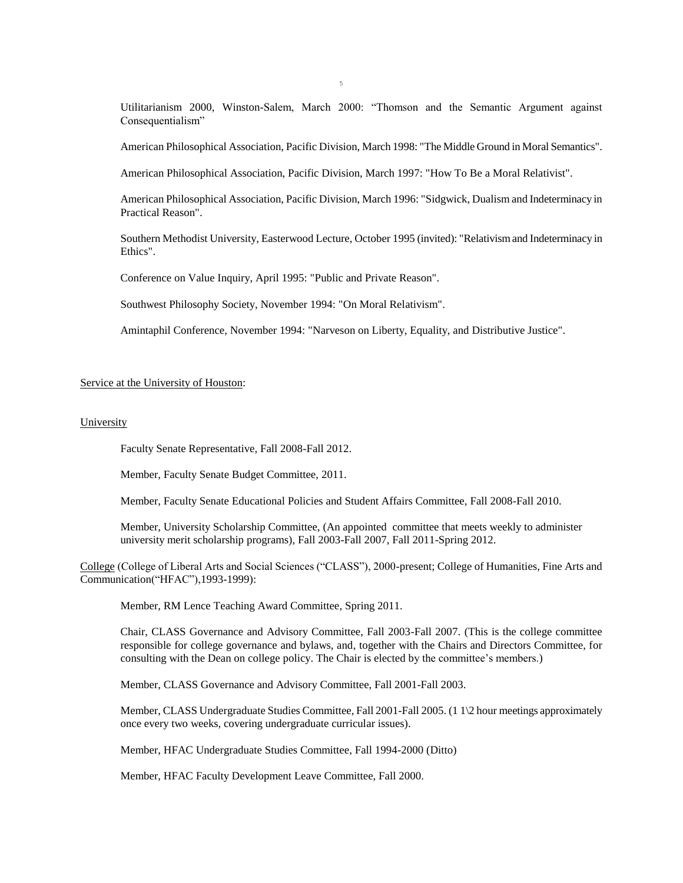Utilitarianism 2000, Winston-Salem, March 2000: “Thomson and the Semantic Argument against Consequentialism”

American Philosophical Association, Pacific Division, March 1998: "The Middle Ground in Moral Semantics".

American Philosophical Association, Pacific Division, March 1997: "How To Be a Moral Relativist".

American Philosophical Association, Pacific Division, March 1996: "Sidgwick, Dualism and Indeterminacy in Practical Reason".

Southern Methodist University, Easterwood Lecture, October 1995 (invited): "Relativism and Indeterminacy in Ethics".

Conference on Value Inquiry, April 1995: "Public and Private Reason".

Southwest Philosophy Society, November 1994: "On Moral Relativism".

Amintaphil Conference, November 1994: "Narveson on Liberty, Equality, and Distributive Justice".

<u>Service at the University of Houston</u>:

<u>University</u>

Faculty Senate Representative, Fall 2008-Fall 2012.

Member, Faculty Senate Budget Committee, 2011.

Member, Faculty Senate Educational Policies and Student Affairs Committee, Fall 2008-Fall 2010.

Member, University Scholarship Committee, (An appointed committee that meets weekly to administer university merit scholarship programs), Fall 2003-Fall 2007, Fall 2011-Spring 2012.

<u>College</u> (College of Liberal Arts and Social Sciences (“CLASS”), 2000-present; College of Humanities, Fine Arts and Communication(“HFAC”),1993-1999):

Member, RM Lence Teaching Award Committee, Spring 2011.

Chair, CLASS Governance and Advisory Committee, Fall 2003-Fall 2007. (This is the college committee responsible for college governance and bylaws, and, together with the Chairs and Directors Committee, for consulting with the Dean on college policy. The Chair is elected by the committee’s members.)

Member, CLASS Governance and Advisory Committee, Fall 2001-Fall 2003.

Member, CLASS Undergraduate Studies Committee, Fall 2001-Fall 2005. (1 1\2 hour meetings approximately once every two weeks, covering undergraduate curricular issues).

Member, HFAC Undergraduate Studies Committee, Fall 1994-2000 (Ditto)

Member, HFAC Faculty Development Leave Committee, Fall 2000.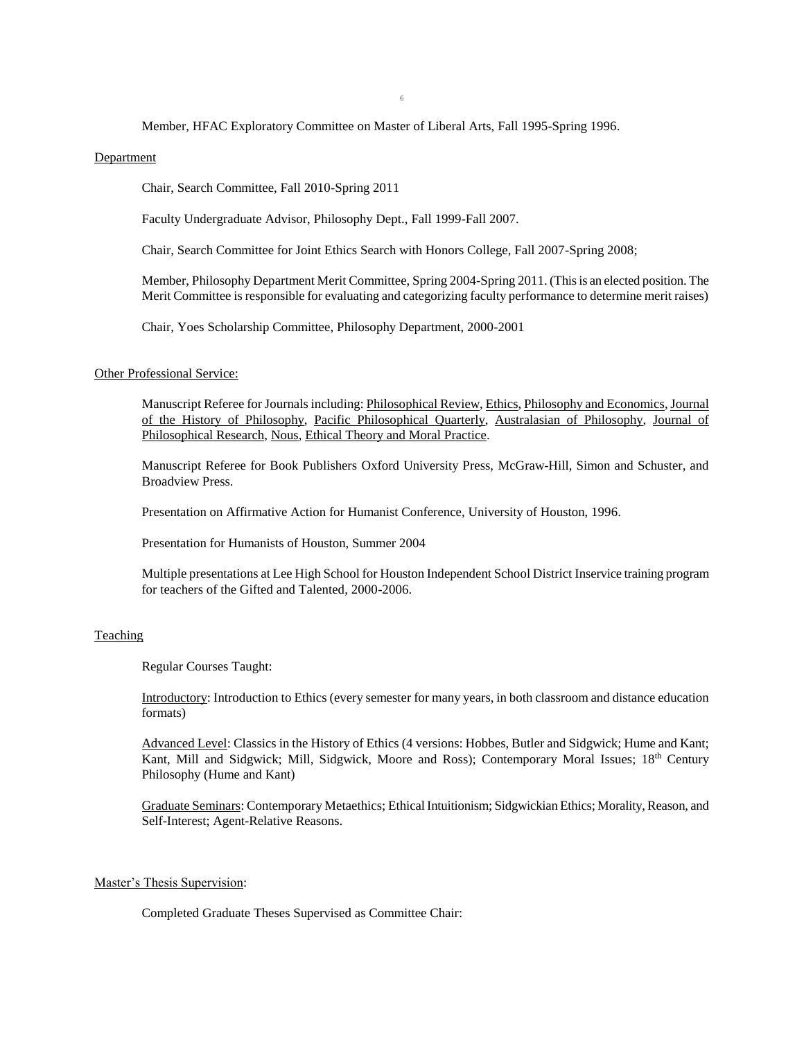Member, HFAC Exploratory Committee on Master of Liberal Arts, Fall 1995-Spring 1996.

<u>Department</u>

Chair, Search Committee, Fall 2010-Spring 2011

Faculty Undergraduate Advisor, Philosophy Dept., Fall 1999-Fall 2007.

Chair, Search Committee for Joint Ethics Search with Honors College, Fall 2007-Spring 2008;

Member, Philosophy Department Merit Committee, Spring 2004-Spring 2011. (This is an elected position. The Merit Committee is responsible for evaluating and categorizing faculty performance to determine merit raises)

Chair, Yoes Scholarship Committee, Philosophy Department, 2000-2001

<u>Other Professional Service:</u>

Manuscript Referee for Journals including: <u>Philosophical Review</u>, <u>Ethics</u>, <u>Philosophy and Economics</u>, <u>Journal of the History of Philosophy</u>, <u>Pacific Philosophical Quarterly</u>, <u>Australasian of Philosophy</u>, <u>Journal of Philosophical Research</u>, <u>Nous</u>, <u>Ethical Theory and Moral Practice</u>.

Manuscript Referee for Book Publishers Oxford University Press, McGraw-Hill, Simon and Schuster, and Broadview Press.

Presentation on Affirmative Action for Humanist Conference, University of Houston, 1996.

Presentation for Humanists of Houston, Summer 2004

Multiple presentations at Lee High School for Houston Independent School District Inservice training program for teachers of the Gifted and Talented, 2000-2006.

<u>Teaching</u>

Regular Courses Taught:

<u>Introductory</u>: Introduction to Ethics (every semester for many years, in both classroom and distance education formats)

<u>Advanced Level</u>: Classics in the History of Ethics (4 versions: Hobbes, Butler and Sidgwick; Hume and Kant; Kant, Mill and Sidgwick; Mill, Sidgwick, Moore and Ross); Contemporary Moral Issues; 18th Century Philosophy (Hume and Kant)

<u>Graduate Seminars</u>: Contemporary Metaethics; Ethical Intuitionism; Sidgwickian Ethics; Morality, Reason, and Self-Interest; Agent-Relative Reasons.

<u>Master's Thesis Supervision</u>:

Completed Graduate Theses Supervised as Committee Chair: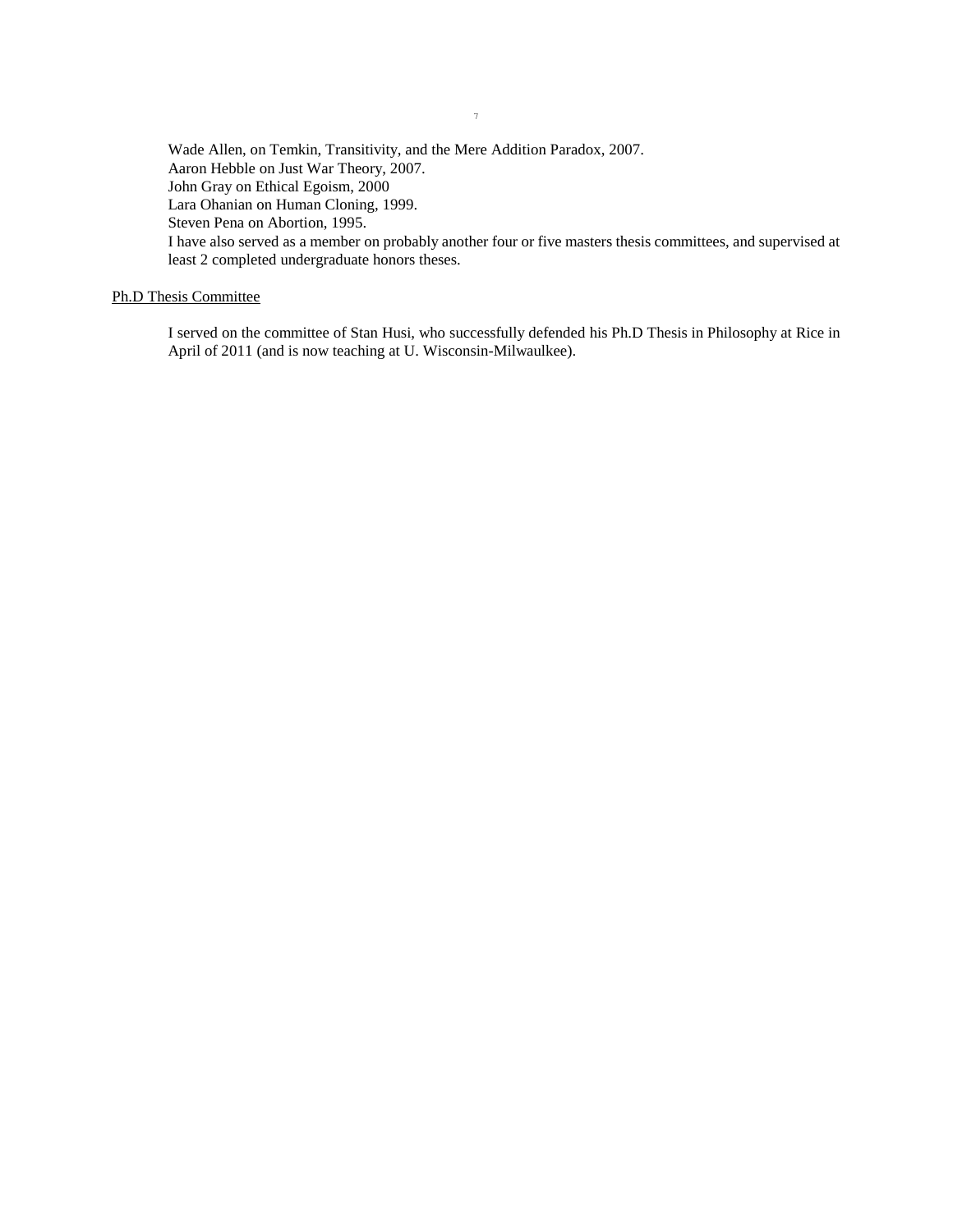Wade Allen, on Temkin, Transitivity, and the Mere Addition Paradox, 2007.
Aaron Hebble on Just War Theory, 2007.
John Gray on Ethical Egoism, 2000
Lara Ohanian on Human Cloning, 1999.
Steven Pena on Abortion, 1995.
I have also served as a member on probably another four or five masters thesis committees, and supervised at least 2 completed undergraduate honors theses.

Ph.D Thesis Committee

I served on the committee of Stan Husi, who successfully defended his Ph.D Thesis in Philosophy at Rice in April of 2011 (and is now teaching at U. Wisconsin-Milwaukee).